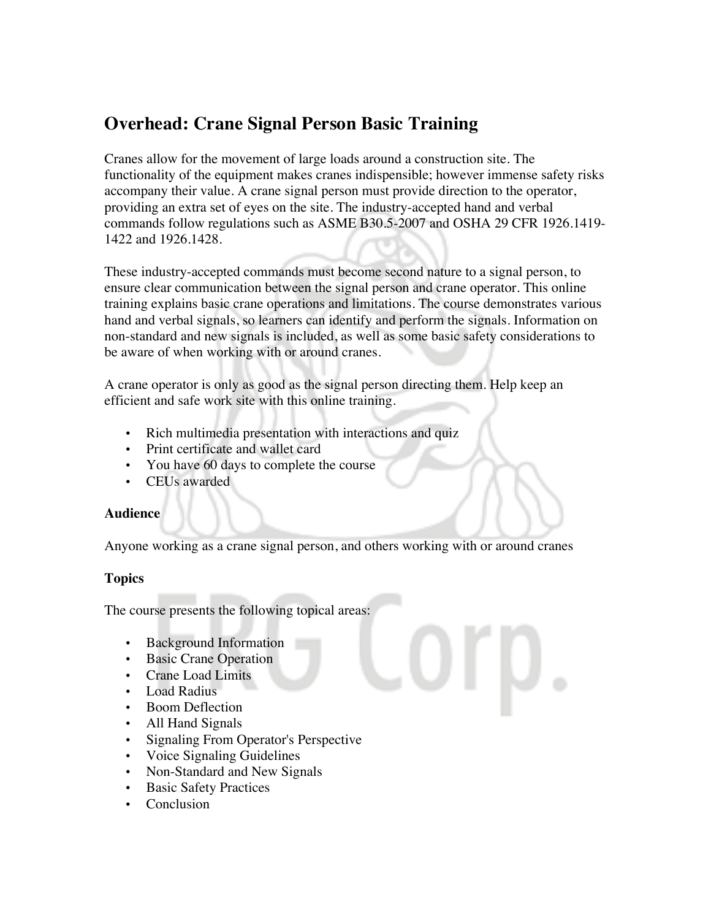# Overhead: Crane Signal Person Basic Training

Cranes allow for the movement of large loads around a construction site. The functionality of the equipment makes cranes indispensible; however immense safety risks accompany their value. A crane signal person must provide direction to the operator, providing an extra set of eyes on the site. The industry-accepted hand and verbal commands follow regulations such as ASME B30.5-2007 and OSHA 29 CFR 1926.1419-1422 and 1926.1428.

These industry-accepted commands must become second nature to a signal person, to ensure clear communication between the signal person and crane operator. This online training explains basic crane operations and limitations. The course demonstrates various hand and verbal signals, so learners can identify and perform the signals. Information on non-standard and new signals is included, as well as some basic safety considerations to be aware of when working with or around cranes.

A crane operator is only as good as the signal person directing them. Help keep an efficient and safe work site with this online training.

- Rich multimedia presentation with interactions and quiz
- Print certificate and wallet card
- You have 60 days to complete the course
- CEUs awarded

**Audience**

Anyone working as a crane signal person, and others working with or around cranes

**Topics**

The course presents the following topical areas:

- Background Information
- Basic Crane Operation
- Crane Load Limits
- Load Radius
- Boom Deflection
- All Hand Signals
- Signaling From Operator's Perspective
- Voice Signaling Guidelines
- Non-Standard and New Signals
- Basic Safety Practices
- Conclusion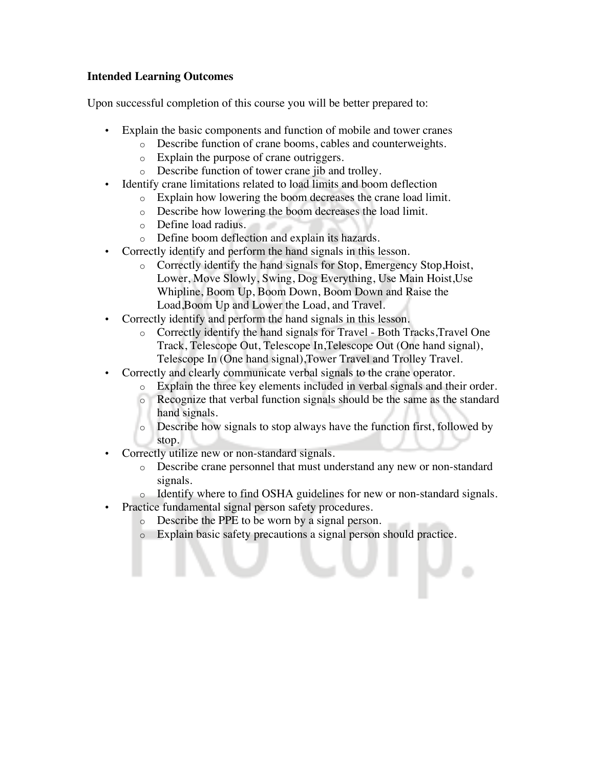**Intended Learning Outcomes**

Upon successful completion of this course you will be better prepared to:

- Explain the basic components and function of mobile and tower cranes
  - Describe function of crane booms, cables and counterweights.
  - Explain the purpose of crane outriggers.
  - Describe function of tower crane jib and trolley.
- Identify crane limitations related to load limits and boom deflection
  - Explain how lowering the boom decreases the crane load limit.
  - Describe how lowering the boom decreases the load limit.
  - Define load radius.
  - Define boom deflection and explain its hazards.
- Correctly identify and perform the hand signals in this lesson.
  - Correctly identify the hand signals for Stop, Emergency Stop,Hoist, Lower, Move Slowly, Swing, Dog Everything, Use Main Hoist,Use Whipline, Boom Up, Boom Down, Boom Down and Raise the Load,Boom Up and Lower the Load, and Travel.
- Correctly identify and perform the hand signals in this lesson.
  - Correctly identify the hand signals for Travel - Both Tracks,Travel One Track, Telescope Out, Telescope In,Telescope Out (One hand signal), Telescope In (One hand signal),Tower Travel and Trolley Travel.
- Correctly and clearly communicate verbal signals to the crane operator.
  - Explain the three key elements included in verbal signals and their order.
  - Recognize that verbal function signals should be the same as the standard hand signals.
  - Describe how signals to stop always have the function first, followed by stop.
- Correctly utilize new or non-standard signals.
  - Describe crane personnel that must understand any new or non-standard signals.
  - Identify where to find OSHA guidelines for new or non-standard signals.
- Practice fundamental signal person safety procedures.
  - Describe the PPE to be worn by a signal person.
  - Explain basic safety precautions a signal person should practice.